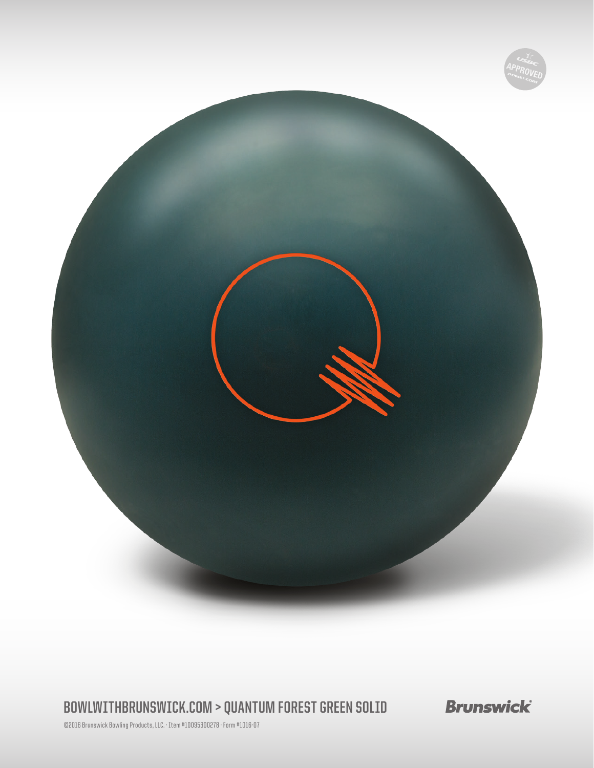BOWLWITHBRUNSWICK.COM > QUANTUM FOREST GREEN SOLID

Brunswick

©2016 Brunswick Bowling Products, LLC. · Item #10095300278 · Form #1016-07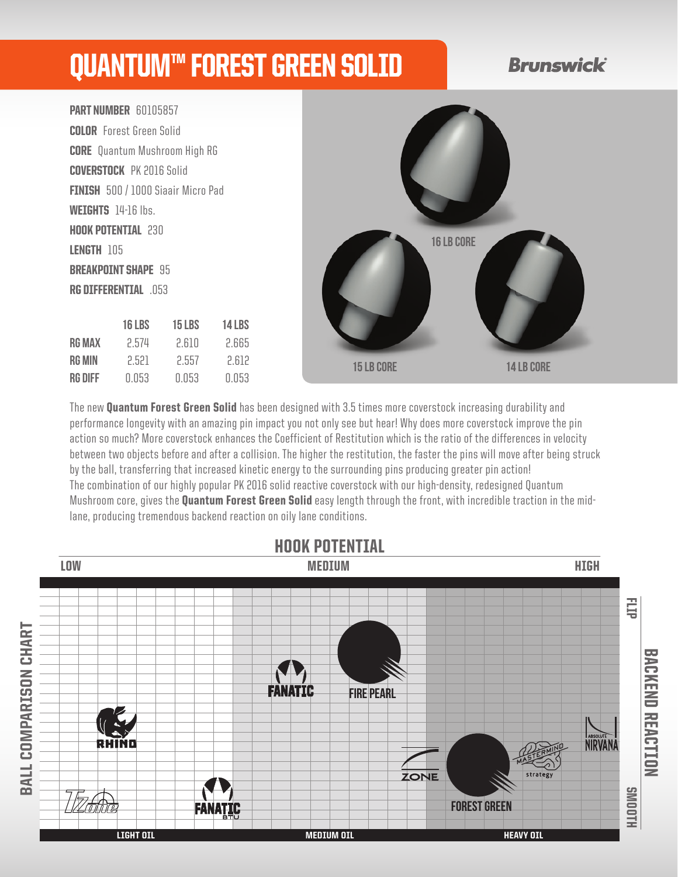# QUANTUM™ FOREST GREEN SOLID

Brunswick

**PART NUMBER** 60105857
**COLOR** Forest Green Solid
**CORE** Quantum Mushroom High RG
**COVERSTOCK** PK 2016 Solid
**FINISH** 500 / 1000 Siaair Micro Pad
**WEIGHTS** 14-16 lbs.
**HOOK POTENTIAL** 230
**LENGTH** 105
**BREAKPOINT SHAPE** 95
**RG DIFFERENTIAL** .053

| | 16 LBS | 15 LBS | 14 LBS |
|---|---|---|---|
| RG MAX | 2.574 | 2.610 | 2.665 |
| RG MIN | 2.521 | 2.557 | 2.612 |
| RG DIFF | 0.053 | 0.053 | 0.053 |

16 LB CORE

15 LB CORE

14 LB CORE

The new **Quantum Forest Green Solid** has been designed with 3.5 times more coverstock increasing durability and performance longevity with an amazing pin impact you not only see but hear! Why does more coverstock improve the pin action so much? More coverstock enhances the Coefficient of Restitution which is the ratio of the differences in velocity between two objects before and after a collision. The higher the restitution, the faster the pins will move after being struck by the ball, transferring that increased kinetic energy to the surrounding pins producing greater pin action!
The combination of our highly popular PK 2016 solid reactive coverstock with our high-density, redesigned Quantum Mushroom core, gives the **Quantum Forest Green Solid** easy length through the front, with incredible traction in the mid-lane, producing tremendous backend reaction on oily lane conditions.

## BALL COMPARISON CHART

HOOK POTENTIAL

LOW

MEDIUM

HIGH

BACKEND REACTION

FLIP

SMOOTH

FANATIC

FIRE PEARL

RHINO

ZONE

MASTERMIND strategy

ABSOLUTE NIRVANA

T ZONE

FANATIC BTU

FOREST GREEN

LIGHT OIL

MEDIUM OIL

HEAVY OIL